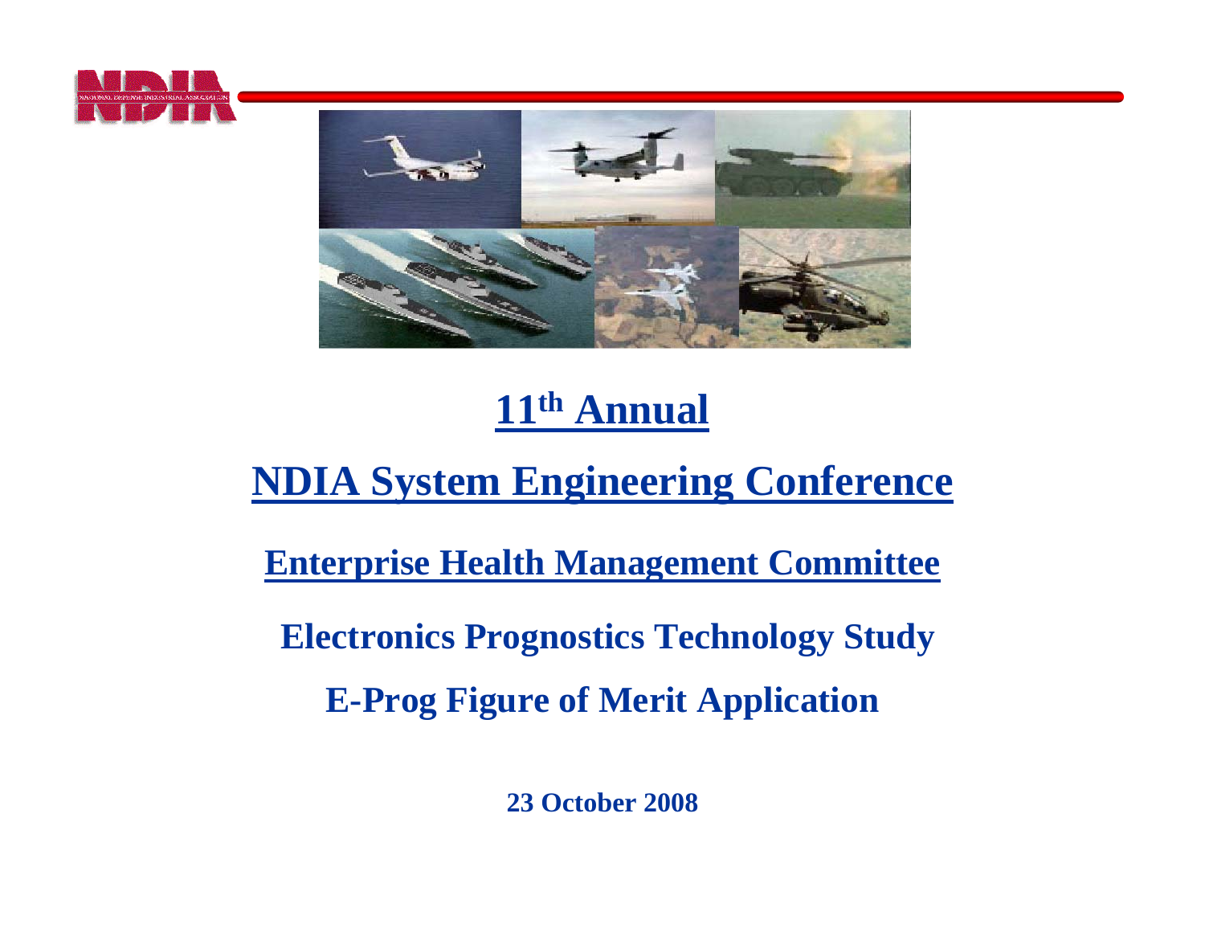# 11th Annual

# NDIA System Engineering Conference

## Enterprise Health Management Committee

**Electronics Prognostics Technology Study**

**E-Prog Figure of Merit Application**

**23 October 2008**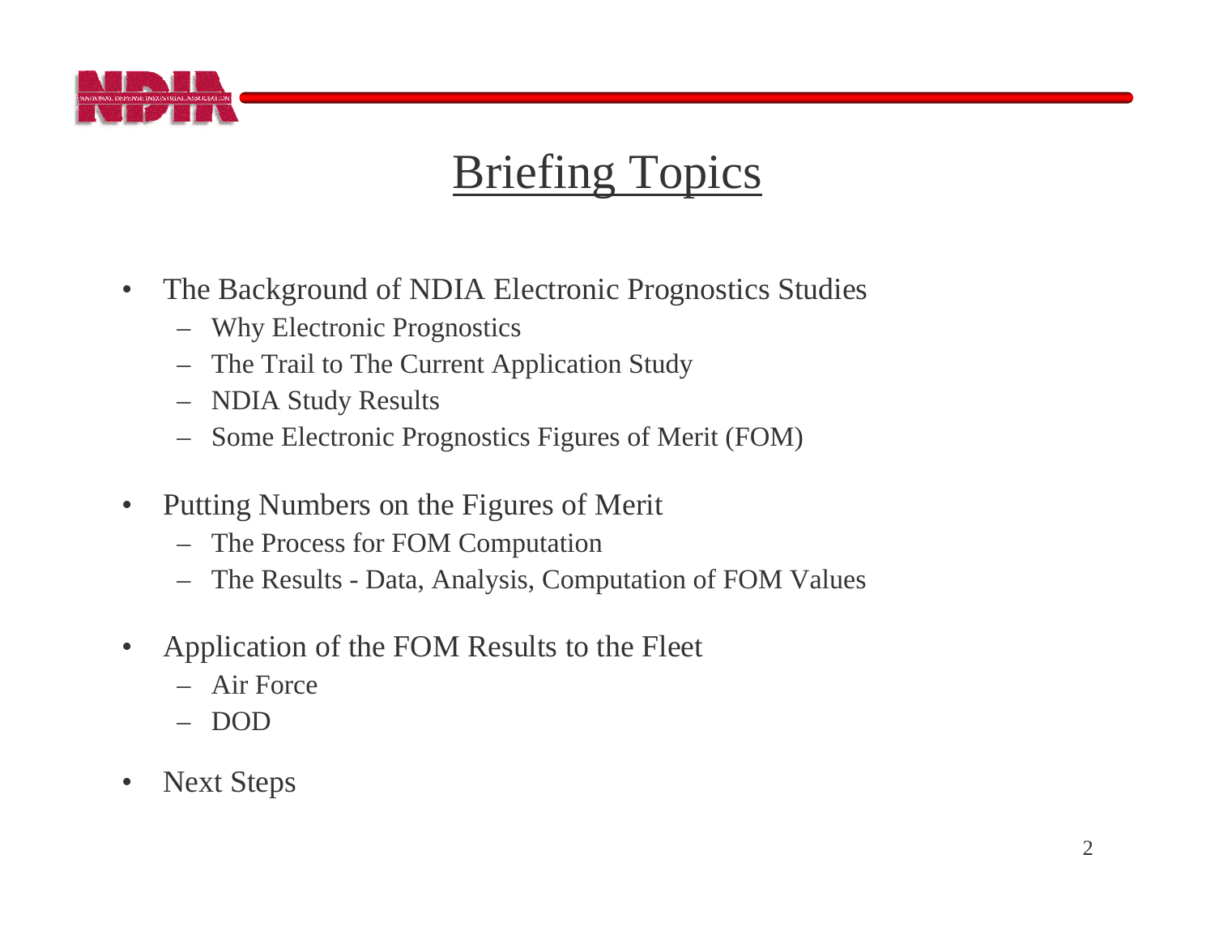# Briefing Topics

- The Background of NDIA Electronic Prognostics Studies
  - Why Electronic Prognostics
  - The Trail to The Current Application Study
  - NDIA Study Results
  - Some Electronic Prognostics Figures of Merit (FOM)
- Putting Numbers on the Figures of Merit
  - The Process for FOM Computation
  - The Results - Data, Analysis, Computation of FOM Values
- Application of the FOM Results to the Fleet
  - Air Force
  - DOD
- Next Steps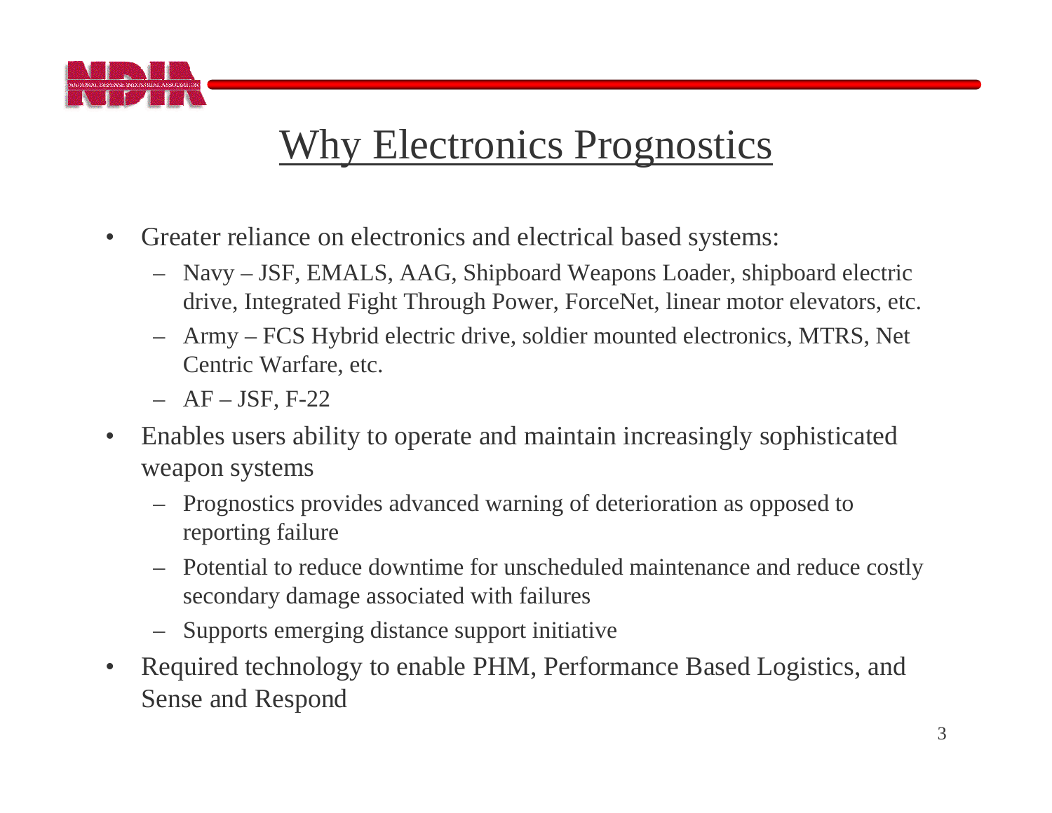# Why Electronics Prognostics

- Greater reliance on electronics and electrical based systems:
  - Navy – JSF, EMALS, AAG, Shipboard Weapons Loader, shipboard electric drive, Integrated Fight Through Power, ForceNet, linear motor elevators, etc.
  - Army – FCS Hybrid electric drive, soldier mounted electronics, MTRS, Net Centric Warfare, etc.
  - AF – JSF, F-22
- Enables users ability to operate and maintain increasingly sophisticated weapon systems
  - Prognostics provides advanced warning of deterioration as opposed to reporting failure
  - Potential to reduce downtime for unscheduled maintenance and reduce costly secondary damage associated with failures
  - Supports emerging distance support initiative
- Required technology to enable PHM, Performance Based Logistics, and Sense and Respond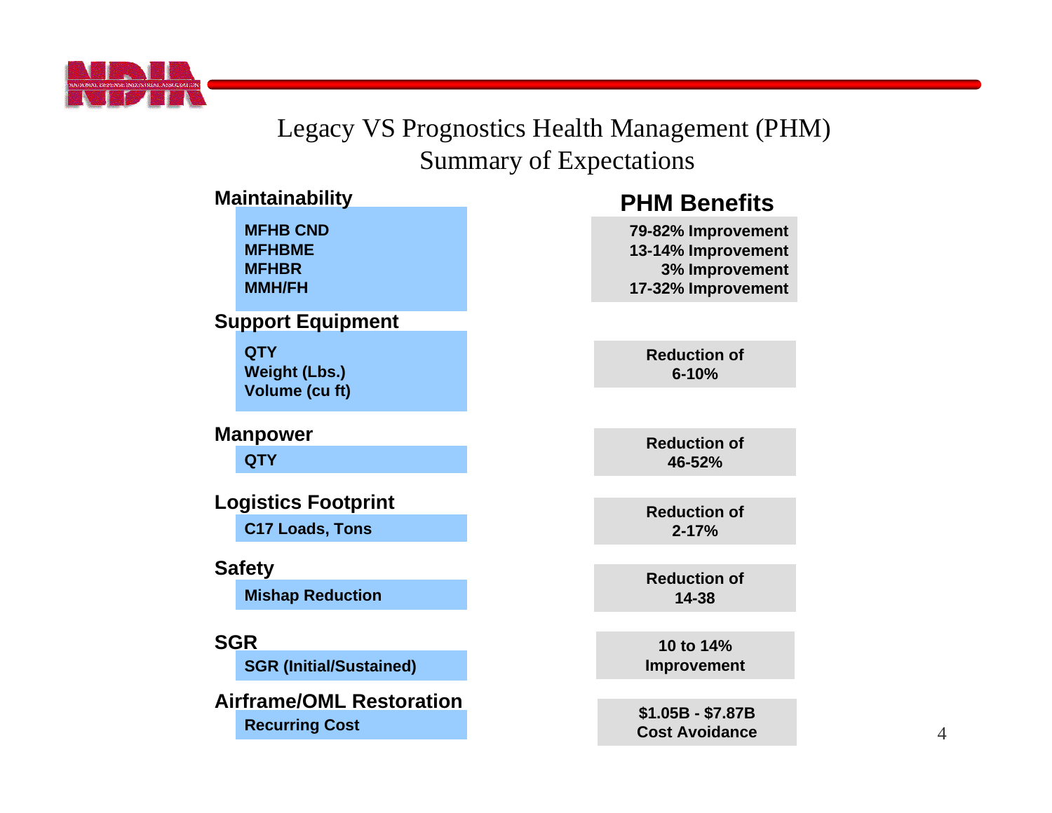# Legacy VS Prognostics Health Management (PHM) Summary of Expectations

| Category | Metric | PHM Benefits |
|---|---|---|
| **Maintainability** | MFHB CND | 79-82% Improvement |
| | MFHBME | 13-14% Improvement |
| | MFHBR | 3% Improvement |
| | MMH/FH | 17-32% Improvement |
| **Support Equipment** | QTY<br>Weight (Lbs.)<br>Volume (cu ft) | Reduction of 6-10% |
| **Manpower** | QTY | Reduction of 46-52% |
| **Logistics Footprint** | C17 Loads, Tons | Reduction of 2-17% |
| **Safety** | Mishap Reduction | Reduction of 14-38 |
| **SGR** | SGR (Initial/Sustained) | 10 to 14% Improvement |
| **Airframe/OML Restoration** | Recurring Cost | $1.05B - $7.87B Cost Avoidance |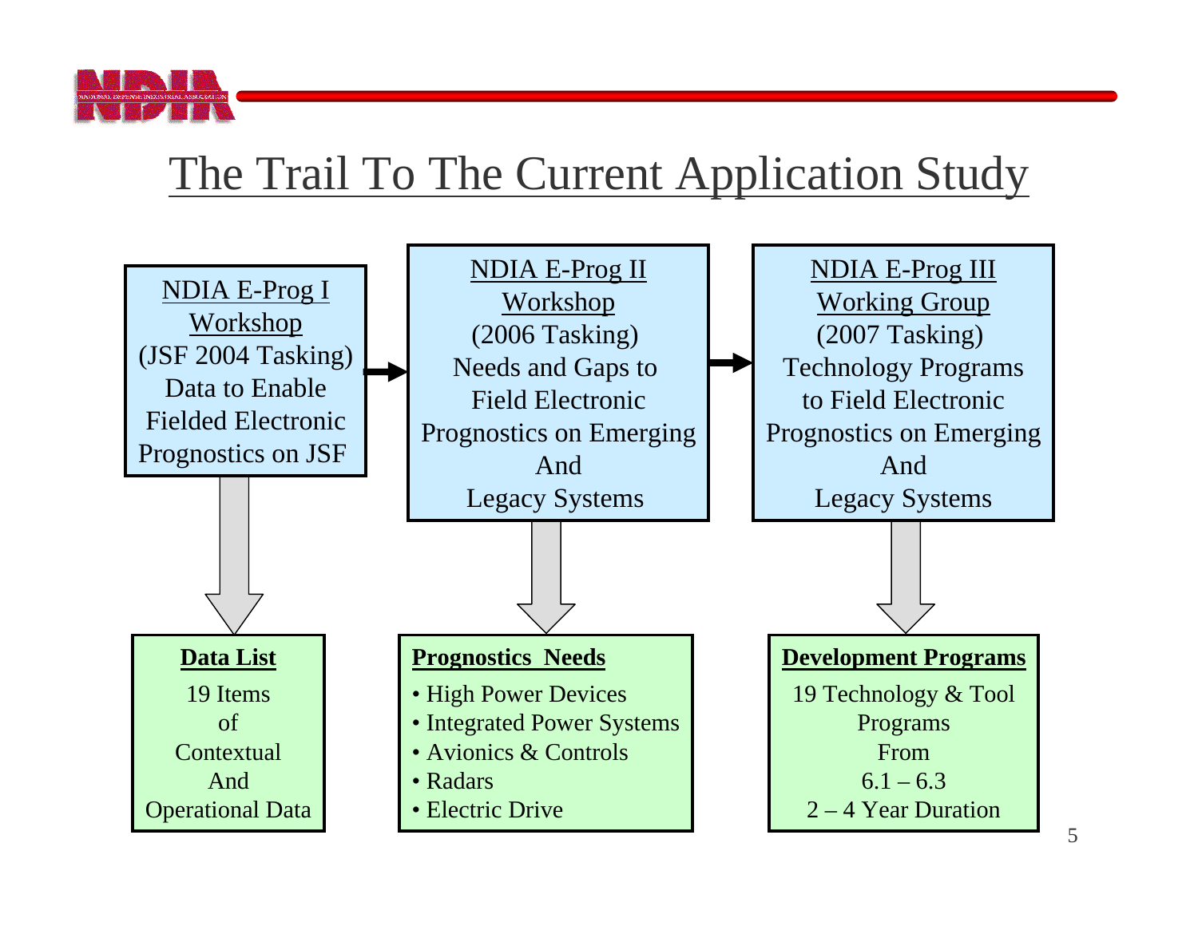# The Trail To The Current Application Study

**NDIA E-Prog I Workshop**
(JSF 2004 Tasking)
Data to Enable Fielded Electronic Prognostics on JSF

→

**NDIA E-Prog II Workshop**
(2006 Tasking)
Needs and Gaps to Field Electronic Prognostics on Emerging And Legacy Systems

→

**NDIA E-Prog III Working Group**
(2007 Tasking)
Technology Programs to Field Electronic Prognostics on Emerging And Legacy Systems

---

**Data List**

19 Items of Contextual And Operational Data

**Prognostics Needs**

- High Power Devices
- Integrated Power Systems
- Avionics & Controls
- Radars
- Electric Drive

**Development Programs**

19 Technology & Tool Programs From 6.1 – 6.3
2 – 4 Year Duration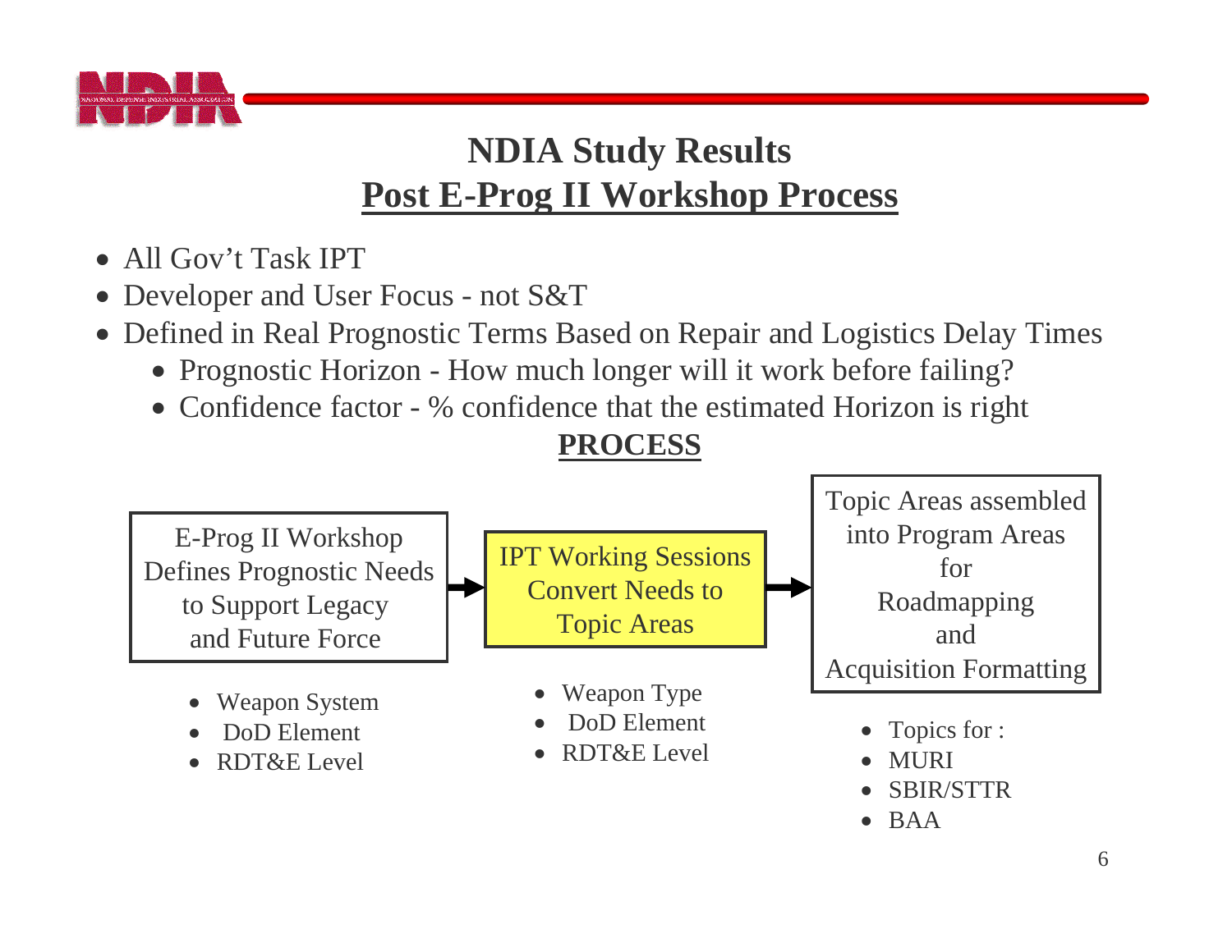# NDIA Study Results

## Post E-Prog II Workshop Process

- All Gov't Task IPT
- Developer and User Focus - not S&T
- Defined in Real Prognostic Terms Based on Repair and Logistics Delay Times
  - Prognostic Horizon - How much longer will it work before failing?
  - Confidence factor - % confidence that the estimated Horizon is right

**PROCESS**

E-Prog II Workshop Defines Prognostic Needs to Support Legacy and Future Force → IPT Working Sessions Convert Needs to Topic Areas → Topic Areas assembled into Program Areas for Roadmapping and Acquisition Formatting

E-Prog II Workshop:

- Weapon System
- DoD Element
- RDT&E Level

IPT Working Sessions:

- Weapon Type
- DoD Element
- RDT&E Level

Topic Areas assembled into Program Areas:

- Topics for :
- MURI
- SBIR/STTR
- BAA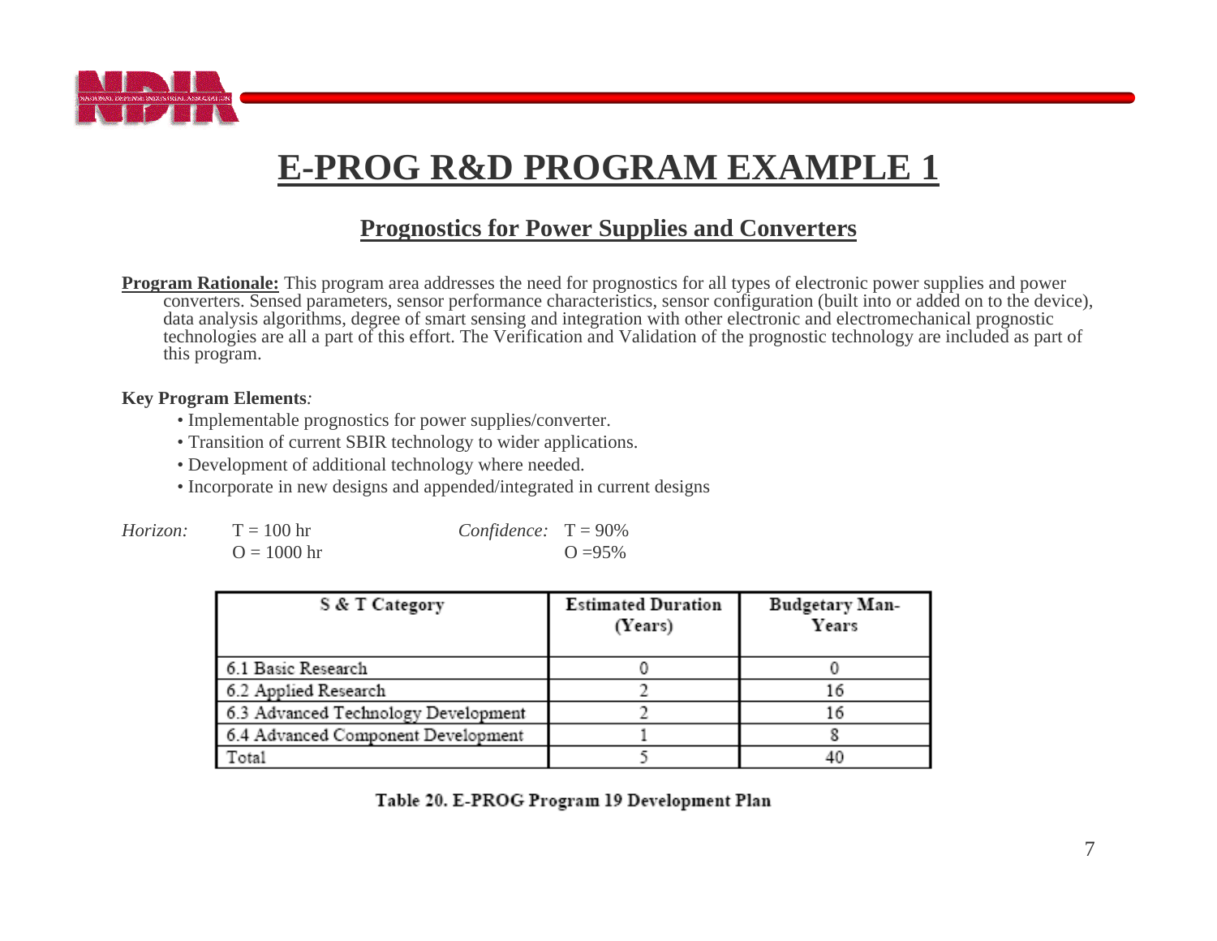# E-PROG R&D PROGRAM EXAMPLE 1

## Prognostics for Power Supplies and Converters

**Program Rationale:** This program area addresses the need for prognostics for all types of electronic power supplies and power converters. Sensed parameters, sensor performance characteristics, sensor configuration (built into or added on to the device), data analysis algorithms, degree of smart sensing and integration with other electronic and electromechanical prognostic technologies are all a part of this effort. The Verification and Validation of the prognostic technology are included as part of this program.

**Key Program Elements***:*

- Implementable prognostics for power supplies/converter.
- Transition of current SBIR technology to wider applications.
- Development of additional technology where needed.
- Incorporate in new designs and appended/integrated in current designs

*Horizon:* T = 100 hr
O = 1000 hr

*Confidence:* T = 90%
O =95%

| S & T Category | Estimated Duration (Years) | Budgetary Man-Years |
|---|---|---|
| 6.1 Basic Research | 0 | 0 |
| 6.2 Applied Research | 2 | 16 |
| 6.3 Advanced Technology Development | 2 | 16 |
| 6.4 Advanced Component Development | 1 | 8 |
| Total | 5 | 40 |

Table 20. E-PROG Program 19 Development Plan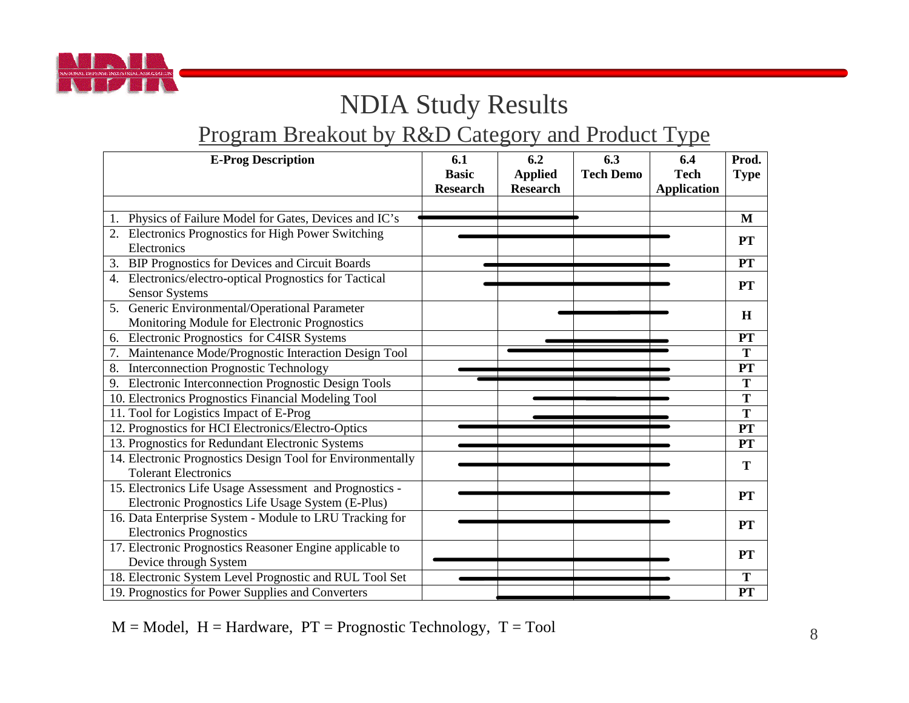# NDIA Study Results

## Program Breakout by R&D Category and Product Type

| E-Prog Description | 6.1 Basic Research | 6.2 Applied Research | 6.3 Tech Demo | 6.4 Tech Application | Prod. Type |
|---|---|---|---|---|---|
| 1. Physics of Failure Model for Gates, Devices and IC's | X | X | | | **M** |
| 2. Electronics Prognostics for High Power Switching Electronics | X | X | X | X | **PT** |
| 3. BIP Prognostics for Devices and Circuit Boards | X | X | X | X | **PT** |
| 4. Electronics/electro-optical Prognostics for Tactical Sensor Systems | X | X | X | X | **PT** |
| 5. Generic Environmental/Operational Parameter Monitoring Module for Electronic Prognostics | | X | X | X | **H** |
| 6. Electronic Prognostics for C4ISR Systems | | X | X | X | **PT** |
| 7. Maintenance Mode/Prognostic Interaction Design Tool | | X | X | X | **T** |
| 8. Interconnection Prognostic Technology | X | X | X | X | **PT** |
| 9. Electronic Interconnection Prognostic Design Tools | X | X | X | X | **T** |
| 10. Electronics Prognostics Financial Modeling Tool | | X | X | X | **T** |
| 11. Tool for Logistics Impact of E-Prog | | X | X | X | **T** |
| 12. Prognostics for HCI Electronics/Electro-Optics | X | X | X | X | **PT** |
| 13. Prognostics for Redundant Electronic Systems | X | X | X | X | **PT** |
| 14. Electronic Prognostics Design Tool for Environmentally Tolerant Electronics | X | X | X | X | **T** |
| 15. Electronics Life Usage Assessment and Prognostics - Electronic Prognostics Life Usage System (E-Plus) | X | X | X | X | **PT** |
| 16. Data Enterprise System - Module to LRU Tracking for Electronics Prognostics | X | X | X | X | **PT** |
| 17. Electronic Prognostics Reasoner Engine applicable to Device through System | X | X | X | X | **PT** |
| 18. Electronic System Level Prognostic and RUL Tool Set | X | X | X | X | **T** |
| 19. Prognostics for Power Supplies and Converters | | X | X | X | **PT** |

M = Model, H = Hardware, PT = Prognostic Technology, T = Tool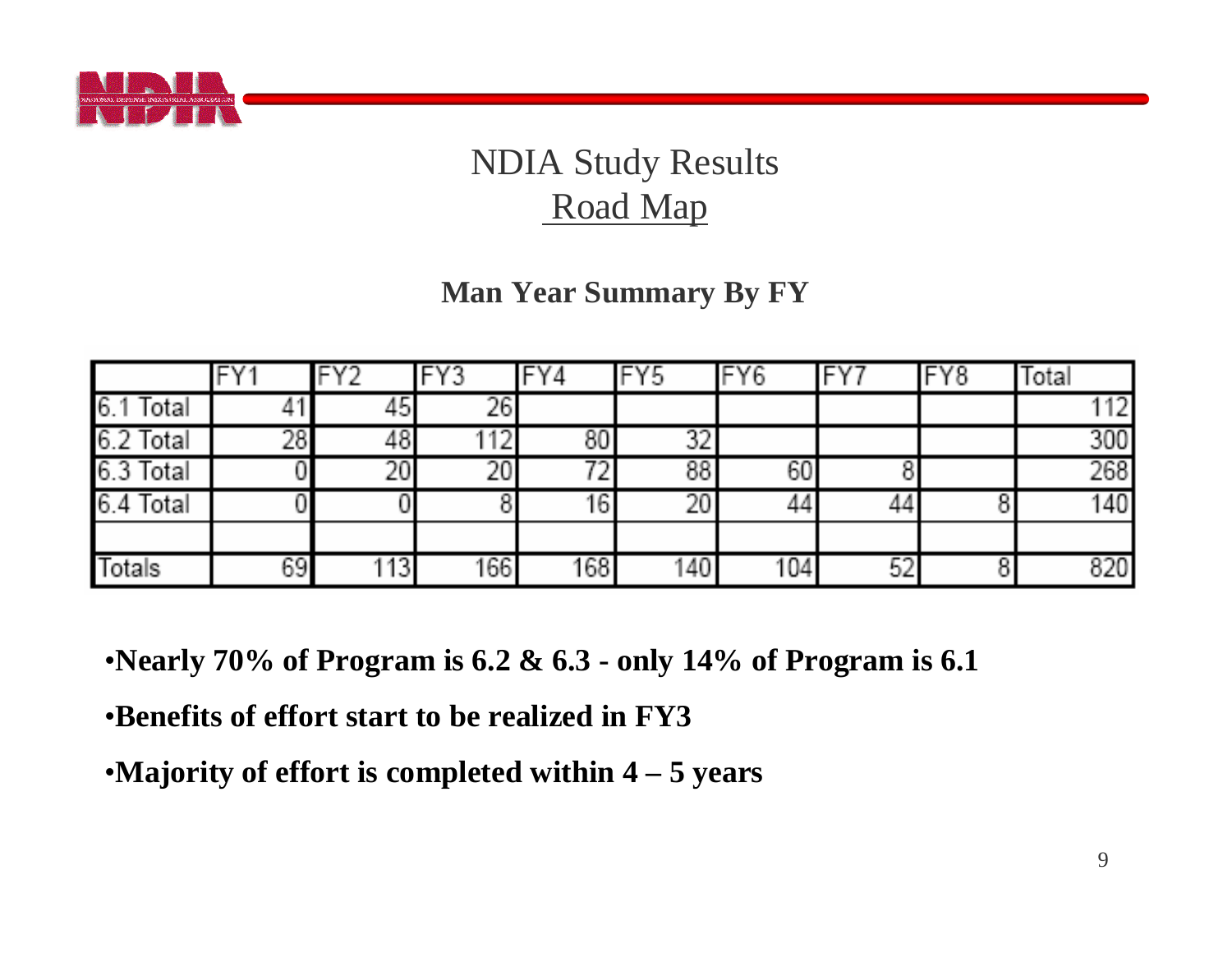# NDIA Study Results

## Road Map

### Man Year Summary By FY

| | FY1 | FY2 | FY3 | FY4 | FY5 | FY6 | FY7 | FY8 | Total |
|---|---|---|---|---|---|---|---|---|---|
| 6.1 Total | 41 | 45 | 26 | | | | | | 112 |
| 6.2 Total | 28 | 48 | 112 | 80 | 32 | | | | 300 |
| 6.3 Total | 0 | 20 | 20 | 72 | 88 | 60 | 8 | | 268 |
| 6.4 Total | 0 | 0 | 8 | 16 | 20 | 44 | 44 | 8 | 140 |
| | | | | | | | | | |
| Totals | 69 | 113 | 166 | 168 | 140 | 104 | 52 | 8 | 820 |

- **Nearly 70% of Program is 6.2 & 6.3 - only 14% of Program is 6.1**
- **Benefits of effort start to be realized in FY3**
- **Majority of effort is completed within 4 – 5 years**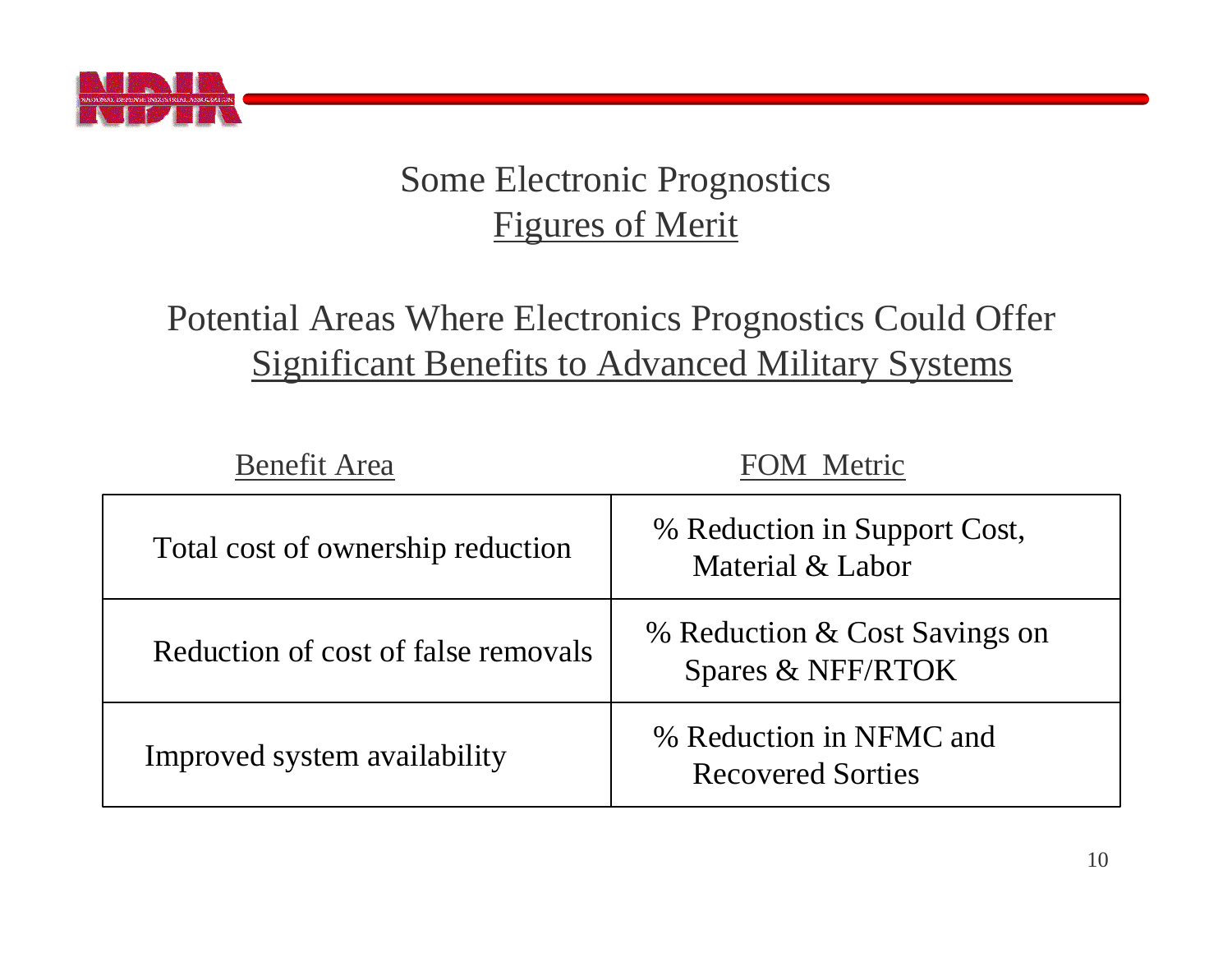# Some Electronic Prognostics Figures of Merit

## Potential Areas Where Electronics Prognostics Could Offer Significant Benefits to Advanced Military Systems

| Benefit Area | FOM Metric |
|---|---|
| Total cost of ownership reduction | % Reduction in Support Cost, Material & Labor |
| Reduction of cost of false removals | % Reduction & Cost Savings on Spares & NFF/RTOK |
| Improved system availability | % Reduction in NFMC and Recovered Sorties |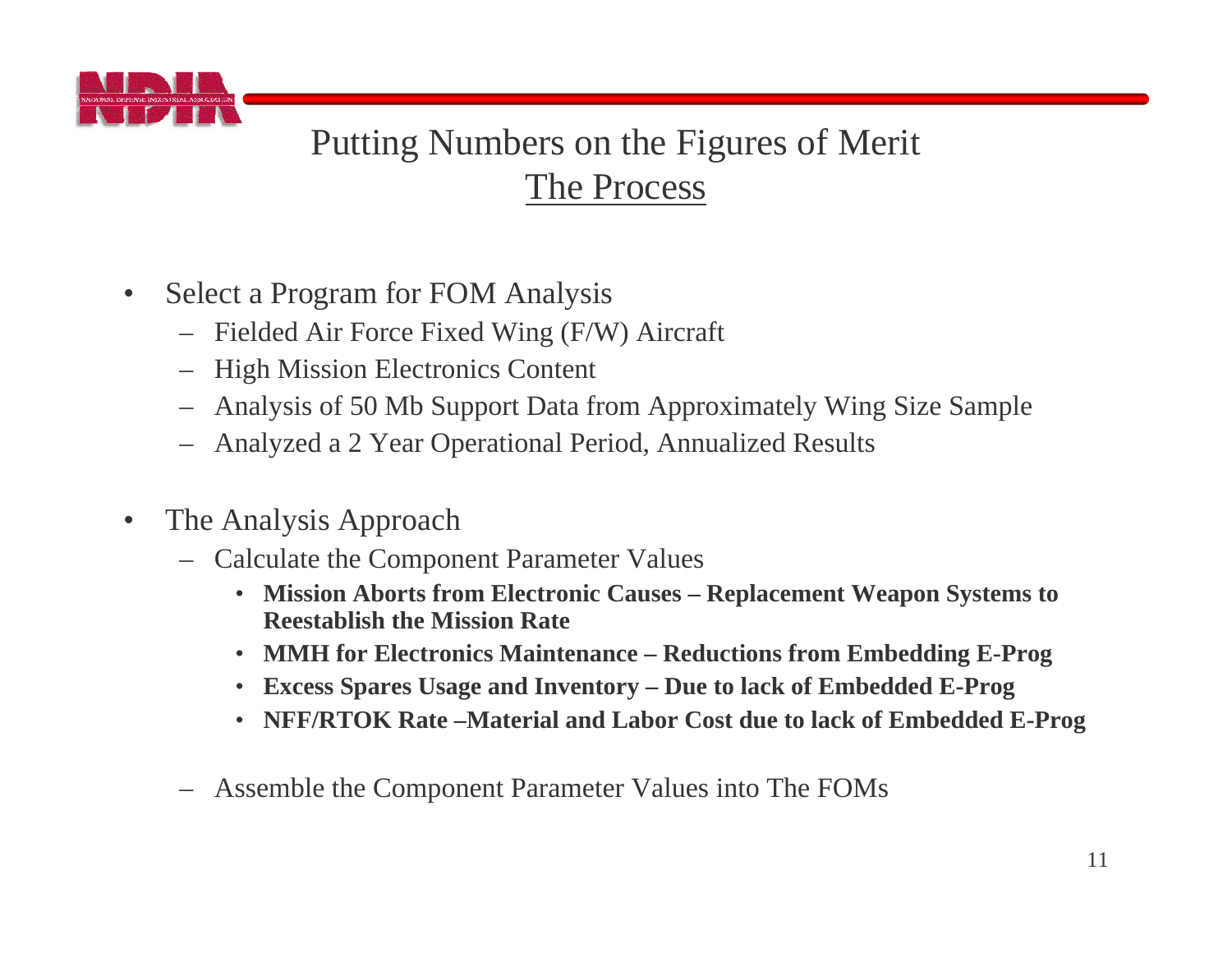# Putting Numbers on the Figures of Merit

## The Process

- Select a Program for FOM Analysis
  - Fielded Air Force Fixed Wing (F/W) Aircraft
  - High Mission Electronics Content
  - Analysis of 50 Mb Support Data from Approximately Wing Size Sample
  - Analyzed a 2 Year Operational Period, Annualized Results

- The Analysis Approach
  - Calculate the Component Parameter Values
    - **Mission Aborts from Electronic Causes – Replacement Weapon Systems to Reestablish the Mission Rate**
    - **MMH for Electronics Maintenance – Reductions from Embedding E-Prog**
    - **Excess Spares Usage and Inventory – Due to lack of Embedded E-Prog**
    - **NFF/RTOK Rate –Material and Labor Cost due to lack of Embedded E-Prog**
  - Assemble the Component Parameter Values into The FOMs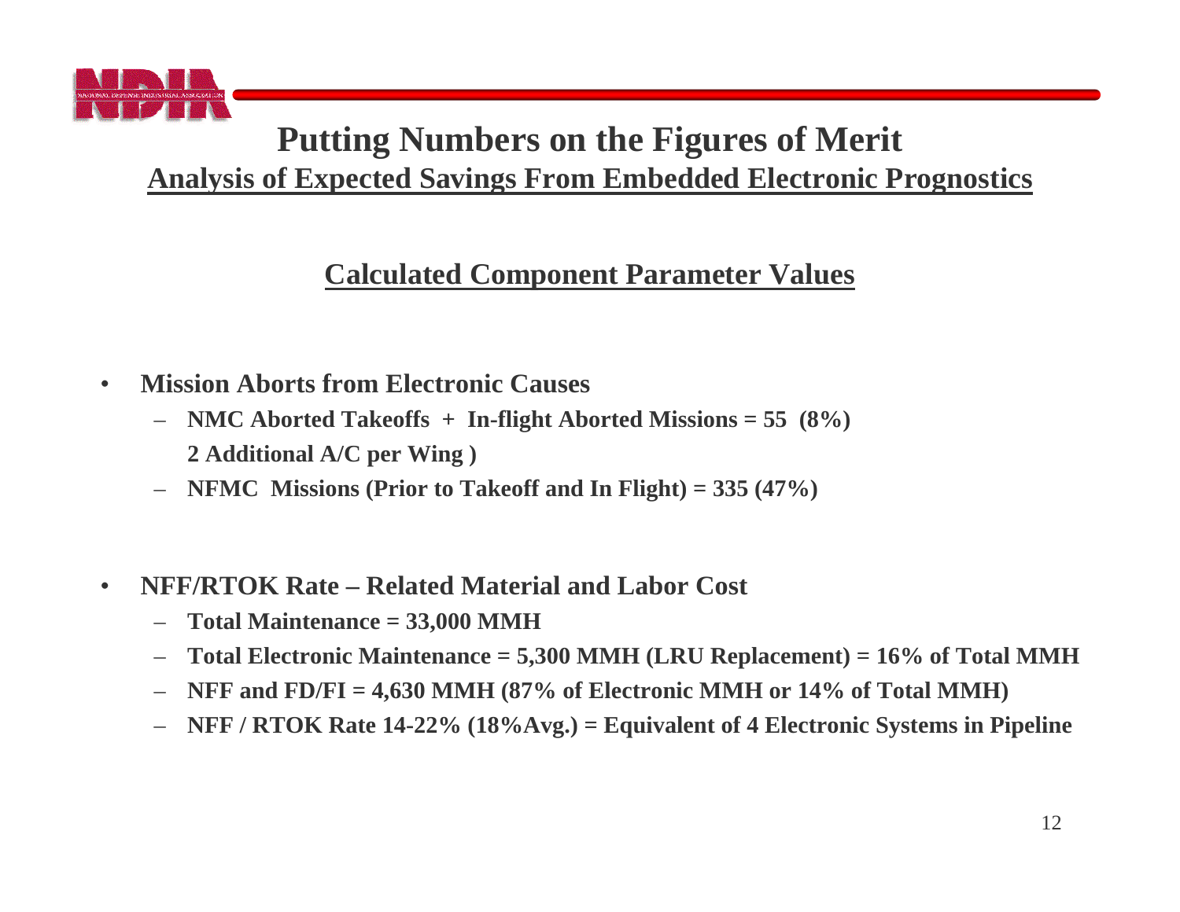# Putting Numbers on the Figures of Merit

## Analysis of Expected Savings From Embedded Electronic Prognostics

### Calculated Component Parameter Values

- **Mission Aborts from Electronic Causes**
  - **NMC Aborted Takeoffs + In-flight Aborted Missions = 55 (8%)**
    **2 Additional A/C per Wing )**
  - **NFMC Missions (Prior to Takeoff and In Flight) = 335 (47%)**

- **NFF/RTOK Rate – Related Material and Labor Cost**
  - **Total Maintenance = 33,000 MMH**
  - **Total Electronic Maintenance = 5,300 MMH (LRU Replacement) = 16% of Total MMH**
  - **NFF and FD/FI = 4,630 MMH (87% of Electronic MMH or 14% of Total MMH)**
  - **NFF / RTOK Rate 14-22% (18%Avg.) = Equivalent of 4 Electronic Systems in Pipeline**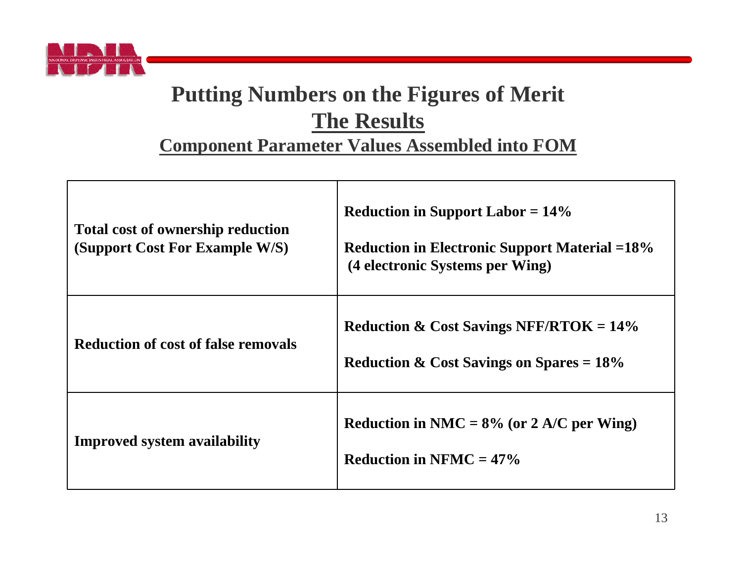# Putting Numbers on the Figures of Merit

## The Results

### Component Parameter Values Assembled into FOM

| | |
|---|---|
| **Total cost of ownership reduction (Support Cost For Example W/S)** | **Reduction in Support Labor = 14%**<br><br>**Reduction in Electronic Support Material =18% (4 electronic Systems per Wing)** |
| **Reduction of cost of false removals** | **Reduction & Cost Savings NFF/RTOK = 14%**<br><br>**Reduction & Cost Savings on Spares = 18%** |
| **Improved system availability** | **Reduction in NMC = 8% (or 2 A/C per Wing)**<br><br>**Reduction in NFMC = 47%** |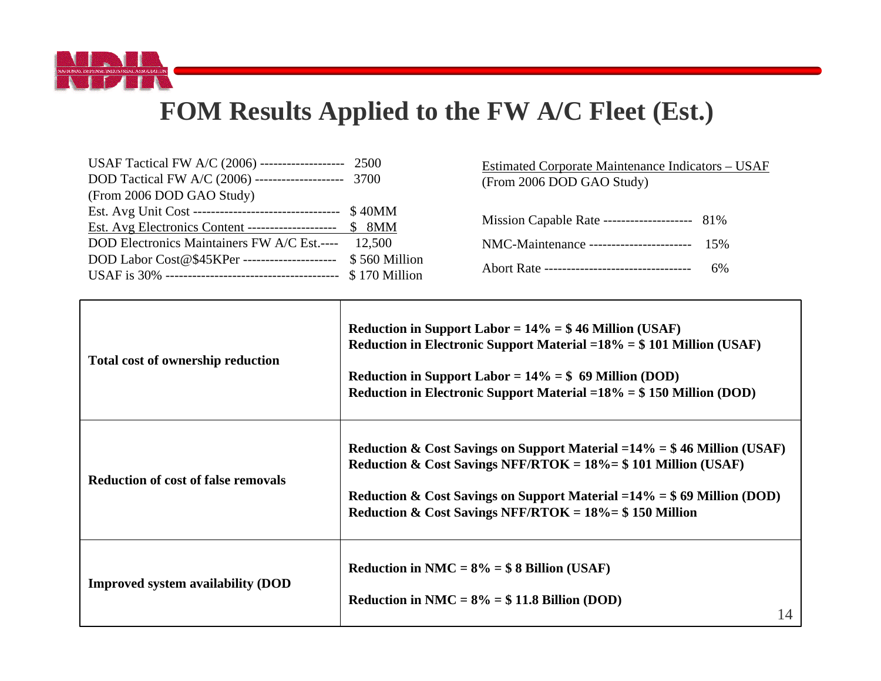# FOM Results Applied to the FW A/C Fleet (Est.)

USAF Tactical FW A/C (2006) ------------------- 2500
DOD Tactical FW A/C (2006) -------------------- 3700
(From 2006 DOD GAO Study)
Est. Avg Unit Cost --------------------------------- $ 40MM
Est. Avg Electronics Content -------------------- $ 8MM
DOD Electronics Maintainers FW A/C Est.---- 12,500
DOD Labor Cost@$45KPer --------------------- $ 560 Million
USAF is 30% --------------------------------------- $ 170 Million

Estimated Corporate Maintenance Indicators – USAF
(From 2006 DOD GAO Study)

Mission Capable Rate -------------------- 81%
NMC-Maintenance ----------------------- 15%
Abort Rate --------------------------------- 6%

| | |
|---|---|
| **Total cost of ownership reduction** | **Reduction in Support Labor = 14% = $ 46 Million (USAF)**<br>**Reduction in Electronic Support Material =18% = $ 101 Million (USAF)**<br><br>**Reduction in Support Labor = 14% = $ 69 Million (DOD)**<br>**Reduction in Electronic Support Material =18% = $ 150 Million (DOD)** |
| **Reduction of cost of false removals** | **Reduction & Cost Savings on Support Material =14% = $ 46 Million (USAF)**<br>**Reduction & Cost Savings NFF/RTOK = 18%= $ 101 Million (USAF)**<br><br>**Reduction & Cost Savings on Support Material =14% = $ 69 Million (DOD)**<br>**Reduction & Cost Savings NFF/RTOK = 18%= $ 150 Million** |
| **Improved system availability (DOD** | **Reduction in NMC = 8% = $ 8 Billion (USAF)**<br><br>**Reduction in NMC = 8% = $ 11.8 Billion (DOD)** |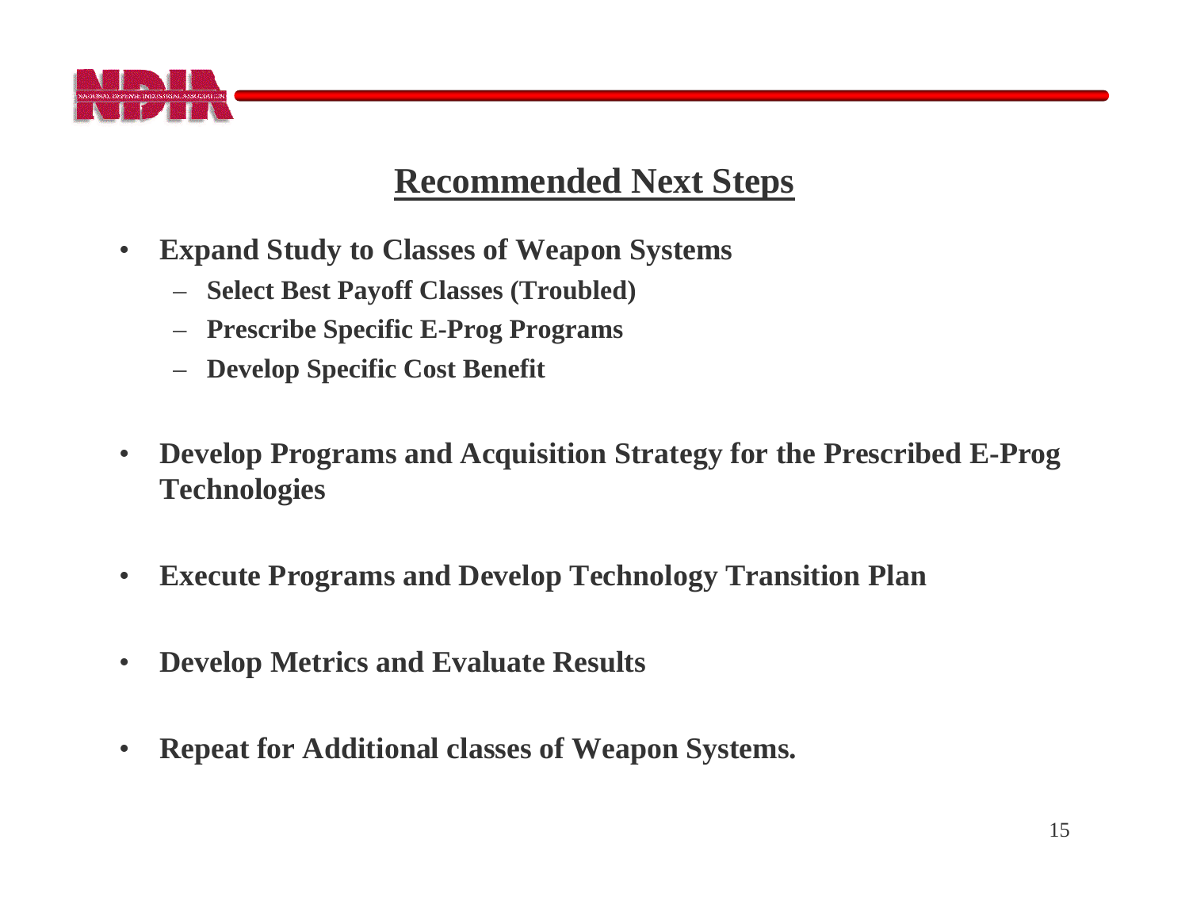## Recommended Next Steps

- **Expand Study to Classes of Weapon Systems**
  - **Select Best Payoff Classes (Troubled)**
  - **Prescribe Specific E-Prog Programs**
  - **Develop Specific Cost Benefit**
- **Develop Programs and Acquisition Strategy for the Prescribed E-Prog Technologies**
- **Execute Programs and Develop Technology Transition Plan**
- **Develop Metrics and Evaluate Results**
- **Repeat for Additional classes of Weapon Systems.**